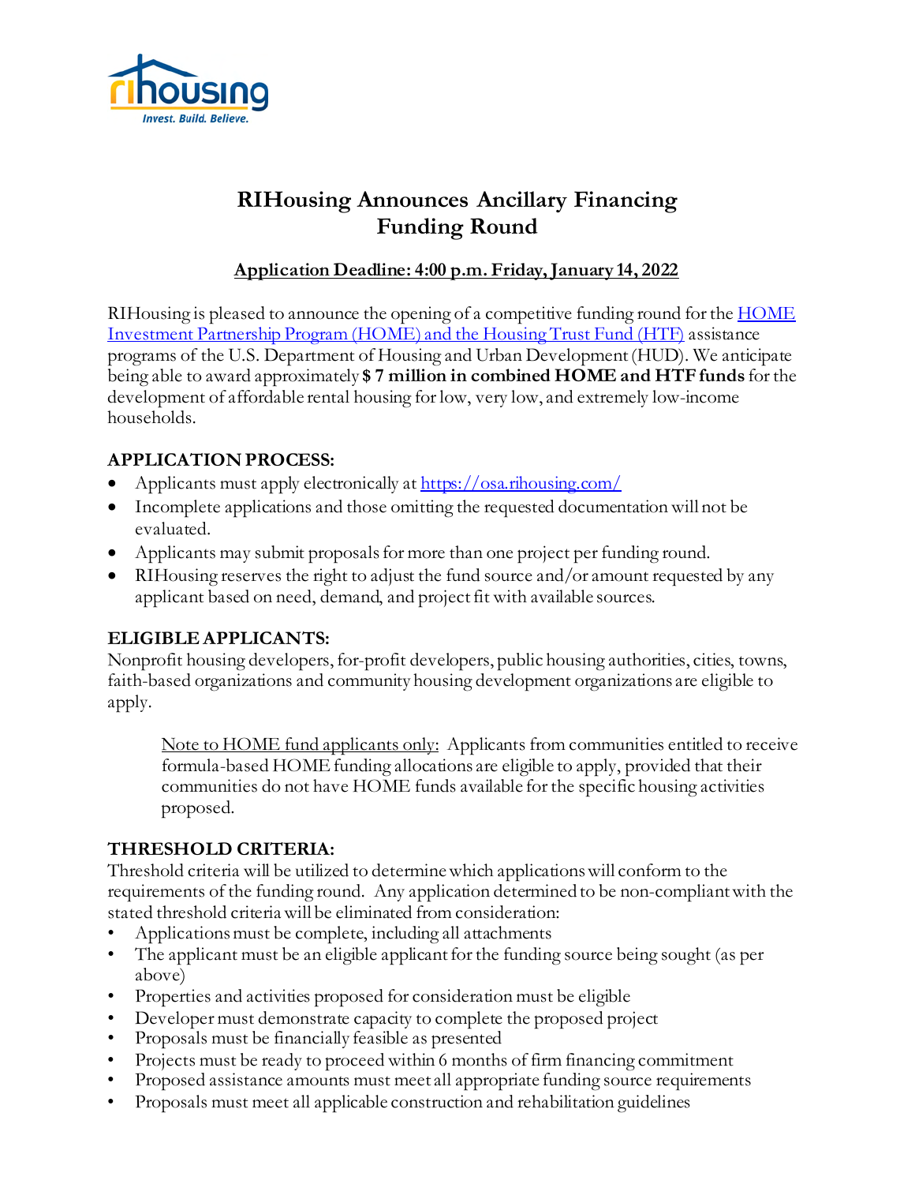rihousing
*Invest. Build. Believe.*

# RIHousing Announces Ancillary Financing Funding Round

**Application Deadline: 4:00 p.m. Friday, January 14, 2022**

RIHousing is pleased to announce the opening of a competitive funding round for the [HOME Investment Partnership Program (HOME) and the Housing Trust Fund (HTF)](#) assistance programs of the U.S. Department of Housing and Urban Development (HUD). We anticipate being able to award approximately **$ 7 million in combined HOME and HTF funds** for the development of affordable rental housing for low, very low, and extremely low-income households.

## APPLICATION PROCESS:

- Applicants must apply electronically at [https://osa.rihousing.com/](https://osa.rihousing.com/)
- Incomplete applications and those omitting the requested documentation will not be evaluated.
- Applicants may submit proposals for more than one project per funding round.
- RIHousing reserves the right to adjust the fund source and/or amount requested by any applicant based on need, demand, and project fit with available sources.

## ELIGIBLE APPLICANTS:

Nonprofit housing developers, for-profit developers, public housing authorities, cities, towns, faith-based organizations and community housing development organizations are eligible to apply.

> Note to HOME fund applicants only: Applicants from communities entitled to receive formula-based HOME funding allocations are eligible to apply, provided that their communities do not have HOME funds available for the specific housing activities proposed.

## THRESHOLD CRITERIA:

Threshold criteria will be utilized to determine which applications will conform to the requirements of the funding round. Any application determined to be non-compliant with the stated threshold criteria will be eliminated from consideration:

- Applications must be complete, including all attachments
- The applicant must be an eligible applicant for the funding source being sought (as per above)
- Properties and activities proposed for consideration must be eligible
- Developer must demonstrate capacity to complete the proposed project
- Proposals must be financially feasible as presented
- Projects must be ready to proceed within 6 months of firm financing commitment
- Proposed assistance amounts must meet all appropriate funding source requirements
- Proposals must meet all applicable construction and rehabilitation guidelines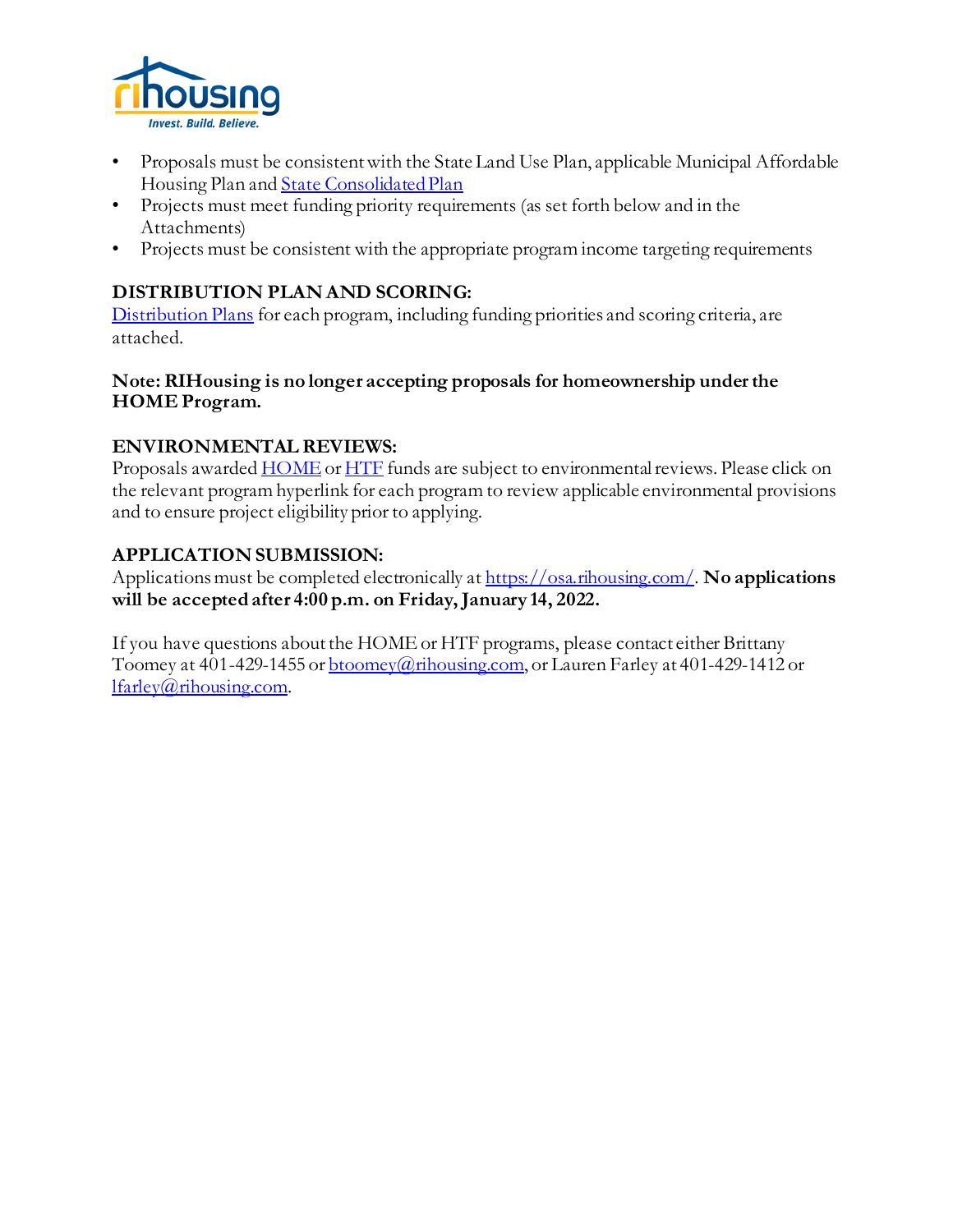- Proposals must be consistent with the State Land Use Plan, applicable Municipal Affordable Housing Plan and State Consolidated Plan
- Projects must meet funding priority requirements (as set forth below and in the Attachments)
- Projects must be consistent with the appropriate program income targeting requirements

**DISTRIBUTION PLAN AND SCORING:**
Distribution Plans for each program, including funding priorities and scoring criteria, are attached.

**Note: RIHousing is no longer accepting proposals for homeownership under the HOME Program.**

**ENVIRONMENTAL REVIEWS:**
Proposals awarded HOME or HTF funds are subject to environmental reviews. Please click on the relevant program hyperlink for each program to review applicable environmental provisions and to ensure project eligibility prior to applying.

**APPLICATION SUBMISSION:**
Applications must be completed electronically at https://osa.rihousing.com/. **No applications will be accepted after 4:00 p.m. on Friday, January 14, 2022.**

If you have questions about the HOME or HTF programs, please contact either Brittany Toomey at 401-429-1455 or btoomey@rihousing.com, or Lauren Farley at 401-429-1412 or lfarley@rihousing.com.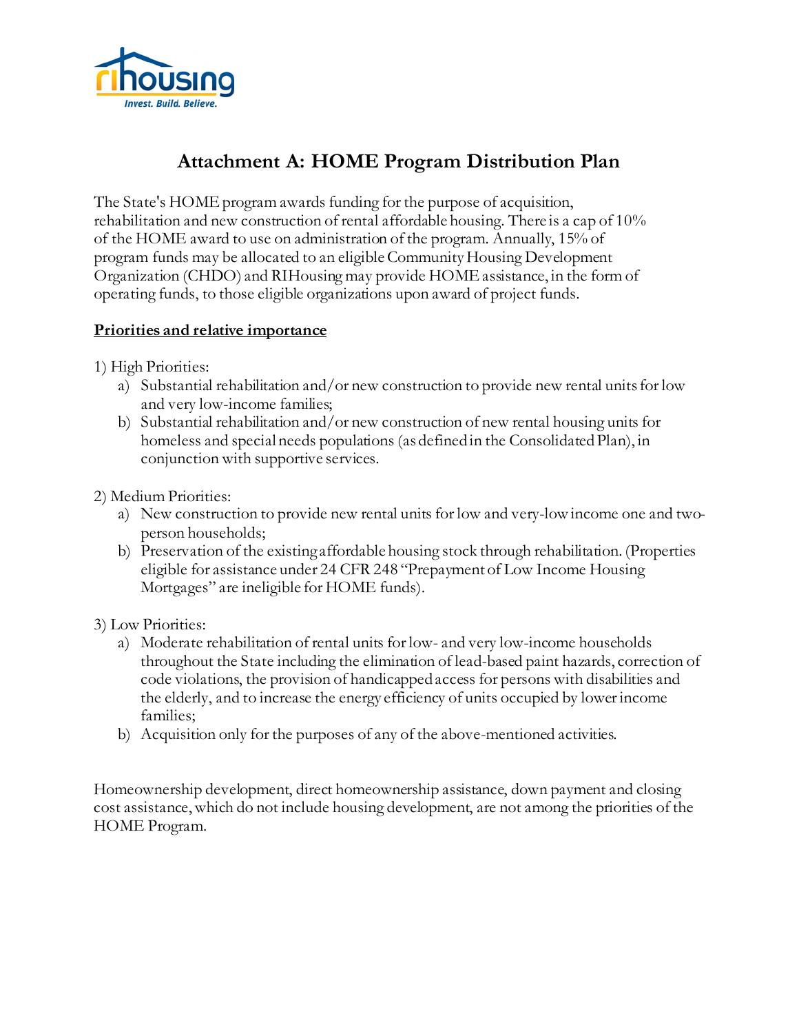# Attachment A: HOME Program Distribution Plan

The State's HOME program awards funding for the purpose of acquisition, rehabilitation and new construction of rental affordable housing. There is a cap of 10% of the HOME award to use on administration of the program. Annually, 15% of program funds may be allocated to an eligible Community Housing Development Organization (CHDO) and RIHousing may provide HOME assistance, in the form of operating funds, to those eligible organizations upon award of project funds.

**Priorities and relative importance**

1) High Priorities:
   a) Substantial rehabilitation and/or new construction to provide new rental units for low and very low-income families;
   b) Substantial rehabilitation and/or new construction of new rental housing units for homeless and special needs populations (as defined in the Consolidated Plan), in conjunction with supportive services.

2) Medium Priorities:
   a) New construction to provide new rental units for low and very-low income one and two-person households;
   b) Preservation of the existing affordable housing stock through rehabilitation. (Properties eligible for assistance under 24 CFR 248 "Prepayment of Low Income Housing Mortgages" are ineligible for HOME funds).

3) Low Priorities:
   a) Moderate rehabilitation of rental units for low- and very low-income households throughout the State including the elimination of lead-based paint hazards, correction of code violations, the provision of handicapped access for persons with disabilities and the elderly, and to increase the energy efficiency of units occupied by lower income families;
   b) Acquisition only for the purposes of any of the above-mentioned activities.

Homeownership development, direct homeownership assistance, down payment and closing cost assistance, which do not include housing development, are not among the priorities of the HOME Program.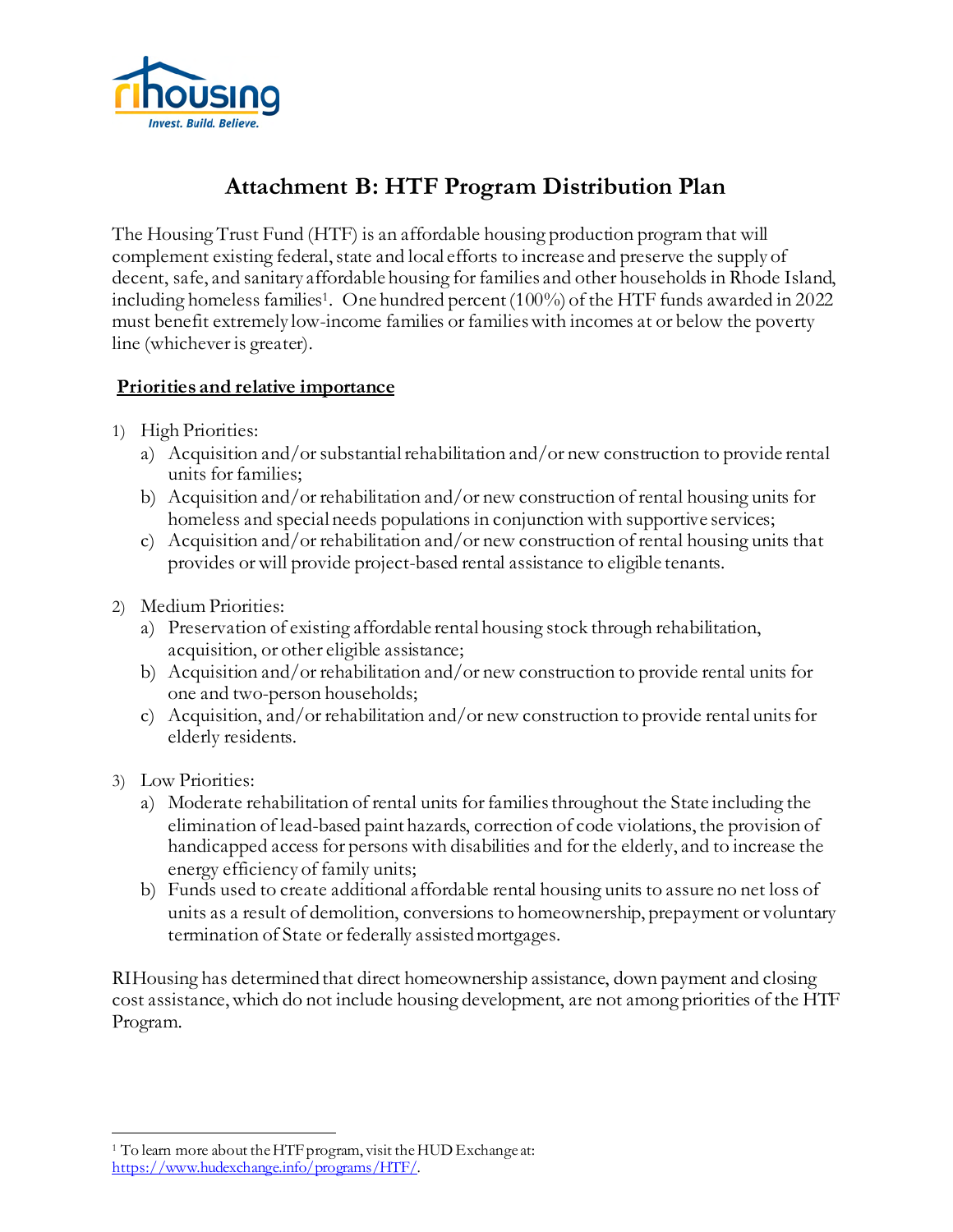# Attachment B: HTF Program Distribution Plan

The Housing Trust Fund (HTF) is an affordable housing production program that will complement existing federal, state and local efforts to increase and preserve the supply of decent, safe, and sanitary affordable housing for families and other households in Rhode Island, including homeless families[1]. One hundred percent (100%) of the HTF funds awarded in 2022 must benefit extremely low-income families or families with incomes at or below the poverty line (whichever is greater).

**Priorities and relative importance**

1) High Priorities:
   a) Acquisition and/or substantial rehabilitation and/or new construction to provide rental units for families;
   b) Acquisition and/or rehabilitation and/or new construction of rental housing units for homeless and special needs populations in conjunction with supportive services;
   c) Acquisition and/or rehabilitation and/or new construction of rental housing units that provides or will provide project-based rental assistance to eligible tenants.

2) Medium Priorities:
   a) Preservation of existing affordable rental housing stock through rehabilitation, acquisition, or other eligible assistance;
   b) Acquisition and/or rehabilitation and/or new construction to provide rental units for one and two-person households;
   c) Acquisition, and/or rehabilitation and/or new construction to provide rental units for elderly residents.

3) Low Priorities:
   a) Moderate rehabilitation of rental units for families throughout the State including the elimination of lead-based paint hazards, correction of code violations, the provision of handicapped access for persons with disabilities and for the elderly, and to increase the energy efficiency of family units;
   b) Funds used to create additional affordable rental housing units to assure no net loss of units as a result of demolition, conversions to homeownership, prepayment or voluntary termination of State or federally assisted mortgages.

RIHousing has determined that direct homeownership assistance, down payment and closing cost assistance, which do not include housing development, are not among priorities of the HTF Program.

---

[1] To learn more about the HTF program, visit the HUD Exchange at: https://www.hudexchange.info/programs/HTF/.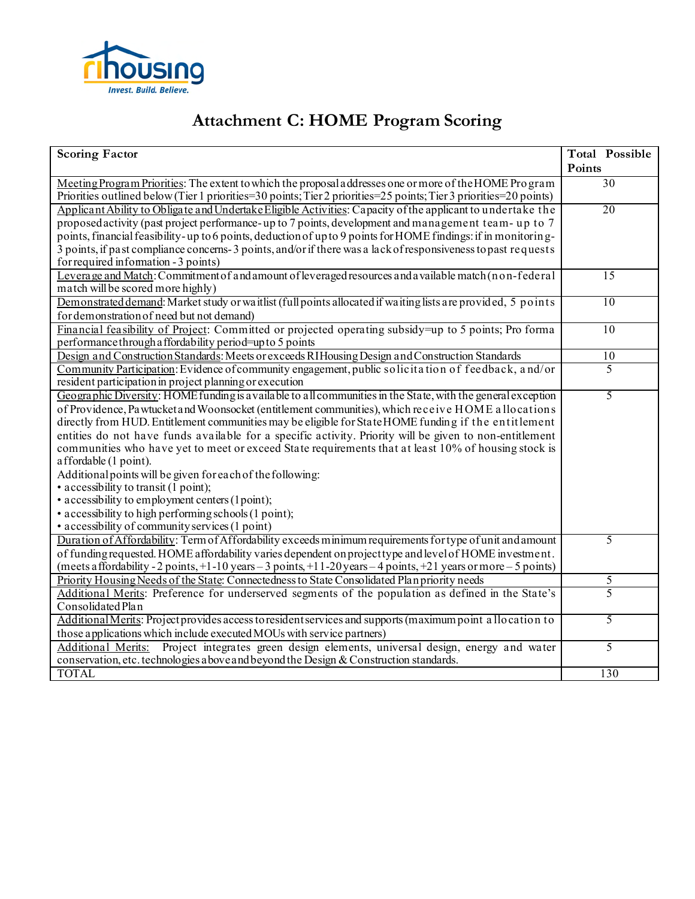# Attachment C: HOME Program Scoring

| Scoring Factor | Total Possible Points |
|---|---|
| Meeting Program Priorities: The extent to which the proposal addresses one or more of the HOME Program Priorities outlined below (Tier 1 priorities=30 points; Tier 2 priorities=25 points; Tier 3 priorities=20 points) | 30 |
| Applicant Ability to Obligate and Undertake Eligible Activities: Capacity of the applicant to undertake the proposed activity (past project performance- up to 7 points, development and management team- up to 7 points, financial feasibility- up to 6 points, deduction of up to 9 points for HOME findings: if in monitoring-3 points, if past compliance concerns- 3 points, and/or if there was a lack of responsiveness to past requests for required information - 3 points) | 20 |
| Leverage and Match: Commitment of and amount of leveraged resources and available match (non-federal match will be scored more highly) | 15 |
| Demonstrated demand: Market study or waitlist (full points allocated if waiting lists are provided, 5 points for demonstration of need but not demand) | 10 |
| Financial feasibility of Project: Committed or projected operating subsidy=up to 5 points; Pro forma performance through affordability period=up to 5 points | 10 |
| Design and Construction Standards: Meets or exceeds RIHousing Design and Construction Standards | 10 |
| Community Participation: Evidence of community engagement, public solicitation of feedback, and/or resident participation in project planning or execution | 5 |
| Geographic Diversity: HOME funding is available to all communities in the State, with the general exception of Providence, Pawtucket and Woonsocket (entitlement communities), which receive HOME allocations directly from HUD. Entitlement communities may be eligible for State HOME funding if the entitlement entities do not have funds available for a specific activity. Priority will be given to non-entitlement communities who have yet to meet or exceed State requirements that at least 10% of housing stock is affordable (1 point).<br>Additional points will be given for each of the following:<br>• accessibility to transit (1 point);<br>• accessibility to employment centers (1 point);<br>• accessibility to high performing schools (1 point);<br>• accessibility of community services (1 point) | 5 |
| Duration of Affordability: Term of Affordability exceeds minimum requirements for type of unit and amount of funding requested. HOME affordability varies dependent on project type and level of HOME investment. (meets affordability - 2 points, +1-10 years – 3 points, +11-20 years – 4 points, +21 years or more – 5 points) | 5 |
| Priority Housing Needs of the State: Connectedness to State Consolidated Plan priority needs | 5 |
| Additional Merits: Preference for underserved segments of the population as defined in the State's Consolidated Plan | 5 |
| Additional Merits: Project provides access to resident services and supports (maximum point allocation to those applications which include executed MOUs with service partners) | 5 |
| Additional Merits: Project integrates green design elements, universal design, energy and water conservation, etc. technologies above and beyond the Design & Construction standards. | 5 |
| TOTAL | 130 |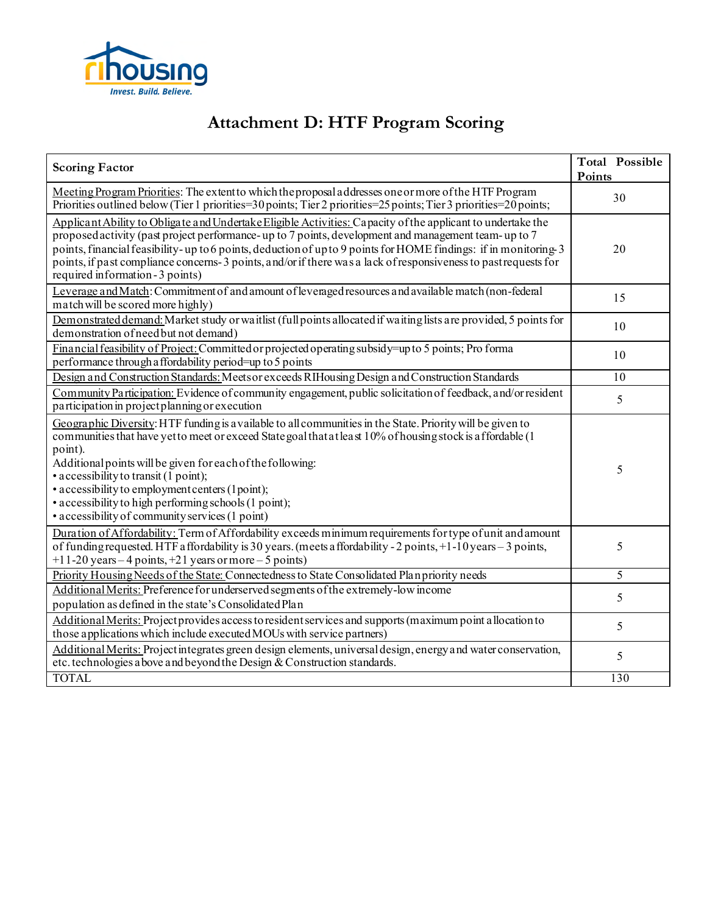# Attachment D: HTF Program Scoring

| Scoring Factor | Total Possible Points |
|---|---|
| Meeting Program Priorities: The extent to which the proposal addresses one or more of the HTF Program Priorities outlined below (Tier 1 priorities=30 points; Tier 2 priorities=25 points; Tier 3 priorities=20 points; | 30 |
| Applicant Ability to Obligate and Undertake Eligible Activities: Capacity of the applicant to undertake the proposed activity (past project performance- up to 7 points, development and management team- up to 7 points, financial feasibility- up to 6 points, deduction of up to 9 points for HOME findings: if in monitoring- 3 points, if past compliance concerns- 3 points, and/or if there was a lack of responsiveness to past requests for required information - 3 points) | 20 |
| Leverage and Match: Commitment of and amount of leveraged resources and available match (non-federal match will be scored more highly) | 15 |
| Demonstrated demand: Market study or waitlist (full points allocated if waiting lists are provided, 5 points for demonstration of need but not demand) | 10 |
| Financial feasibility of Project: Committed or projected operating subsidy=up to 5 points; Pro forma performance through affordability period=up to 5 points | 10 |
| Design and Construction Standards: Meets or exceeds RIHousing Design and Construction Standards | 10 |
| Community Participation: Evidence of community engagement, public solicitation of feedback, and/or resident participation in project planning or execution | 5 |
| Geographic Diversity: HTF funding is available to all communities in the State. Priority will be given to communities that have yet to meet or exceed State goal that at least 10% of housing stock is affordable (1 point).<br>Additional points will be given for each of the following:<br>• accessibility to transit (1 point);<br>• accessibility to employment centers (1 point);<br>• accessibility to high performing schools (1 point);<br>• accessibility of community services (1 point) | 5 |
| Duration of Affordability: Term of Affordability exceeds minimum requirements for type of unit and amount of funding requested. HTF affordability is 30 years. (meets affordability - 2 points, +1-10 years – 3 points, +11-20 years – 4 points, +21 years or more – 5 points) | 5 |
| Priority Housing Needs of the State: Connectedness to State Consolidated Plan priority needs | 5 |
| Additional Merits: Preference for underserved segments of the extremely-low income population as defined in the state's Consolidated Plan | 5 |
| Additional Merits: Project provides access to resident services and supports (maximum point allocation to those applications which include executed MOUs with service partners) | 5 |
| Additional Merits: Project integrates green design elements, universal design, energy and water conservation, etc. technologies above and beyond the Design & Construction standards. | 5 |
| TOTAL | 130 |